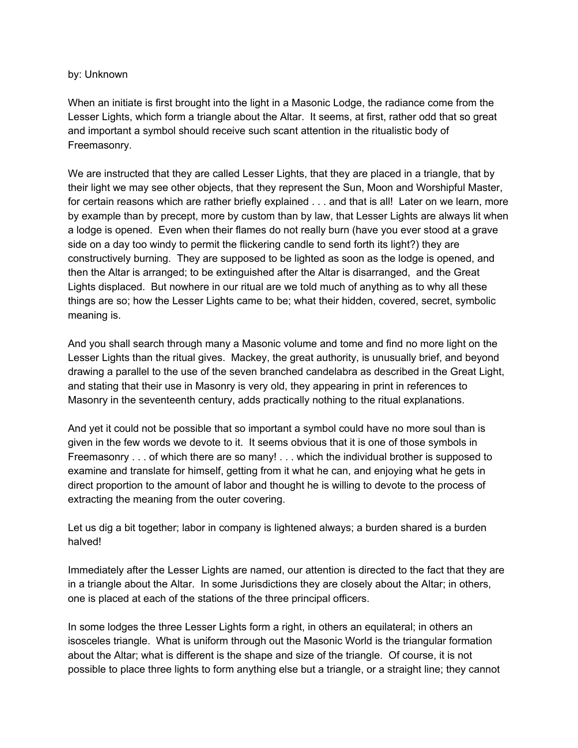by: Unknown

When an initiate is first brought into the light in a Masonic Lodge, the radiance come from the Lesser Lights, which form a triangle about the Altar. It seems, at first, rather odd that so great and important a symbol should receive such scant attention in the ritualistic body of Freemasonry.

We are instructed that they are called Lesser Lights, that they are placed in a triangle, that by their light we may see other objects, that they represent the Sun, Moon and Worshipful Master, for certain reasons which are rather briefly explained . . . and that is all! Later on we learn, more by example than by precept, more by custom than by law, that Lesser Lights are always lit when a lodge is opened. Even when their flames do not really burn (have you ever stood at a grave side on a day too windy to permit the flickering candle to send forth its light?) they are constructively burning. They are supposed to be lighted as soon as the lodge is opened, and then the Altar is arranged; to be extinguished after the Altar is disarranged, and the Great Lights displaced. But nowhere in our ritual are we told much of anything as to why all these things are so; how the Lesser Lights came to be; what their hidden, covered, secret, symbolic meaning is.

And you shall search through many a Masonic volume and tome and find no more light on the Lesser Lights than the ritual gives. Mackey, the great authority, is unusually brief, and beyond drawing a parallel to the use of the seven branched candelabra as described in the Great Light, and stating that their use in Masonry is very old, they appearing in print in references to Masonry in the seventeenth century, adds practically nothing to the ritual explanations.

And yet it could not be possible that so important a symbol could have no more soul than is given in the few words we devote to it. It seems obvious that it is one of those symbols in Freemasonry . . . of which there are so many! . . . which the individual brother is supposed to examine and translate for himself, getting from it what he can, and enjoying what he gets in direct proportion to the amount of labor and thought he is willing to devote to the process of extracting the meaning from the outer covering.

Let us dig a bit together; labor in company is lightened always; a burden shared is a burden halved!

Immediately after the Lesser Lights are named, our attention is directed to the fact that they are in a triangle about the Altar. In some Jurisdictions they are closely about the Altar; in others, one is placed at each of the stations of the three principal officers.

In some lodges the three Lesser Lights form a right, in others an equilateral; in others an isosceles triangle. What is uniform through out the Masonic World is the triangular formation about the Altar; what is different is the shape and size of the triangle. Of course, it is not possible to place three lights to form anything else but a triangle, or a straight line; they cannot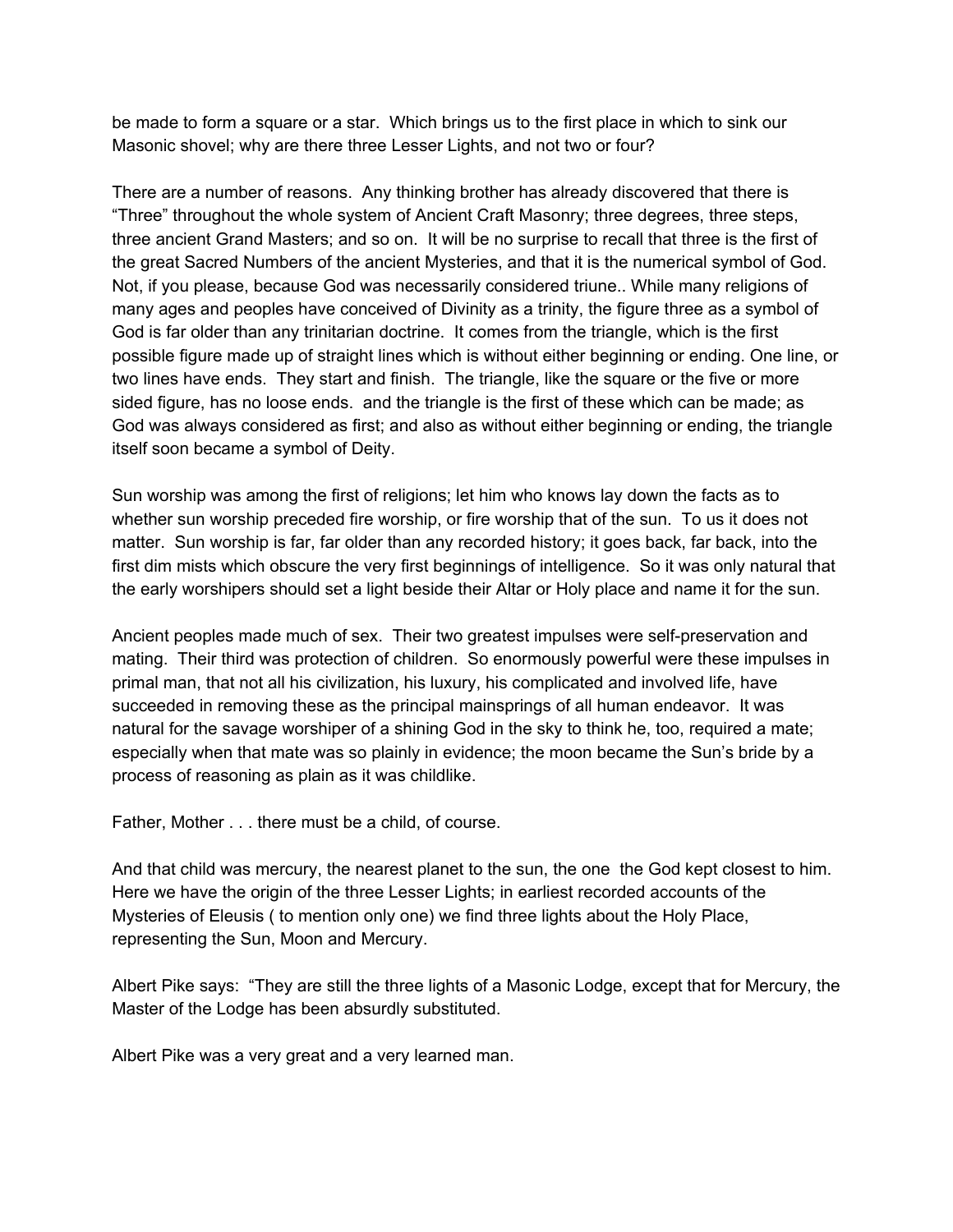be made to form a square or a star. Which brings us to the first place in which to sink our Masonic shovel; why are there three Lesser Lights, and not two or four?

There are a number of reasons. Any thinking brother has already discovered that there is “Three” throughout the whole system of Ancient Craft Masonry; three degrees, three steps, three ancient Grand Masters; and so on. It will be no surprise to recall that three is the first of the great Sacred Numbers of the ancient Mysteries, and that it is the numerical symbol of God. Not, if you please, because God was necessarily considered triune.. While many religions of many ages and peoples have conceived of Divinity as a trinity, the figure three as a symbol of God is far older than any trinitarian doctrine. It comes from the triangle, which is the first possible figure made up of straight lines which is without either beginning or ending. One line, or two lines have ends. They start and finish. The triangle, like the square or the five or more sided figure, has no loose ends. and the triangle is the first of these which can be made; as God was always considered as first; and also as without either beginning or ending, the triangle itself soon became a symbol of Deity.

Sun worship was among the first of religions; let him who knows lay down the facts as to whether sun worship preceded fire worship, or fire worship that of the sun. To us it does not matter. Sun worship is far, far older than any recorded history; it goes back, far back, into the first dim mists which obscure the very first beginnings of intelligence. So it was only natural that the early worshipers should set a light beside their Altar or Holy place and name it for the sun.

Ancient peoples made much of sex. Their two greatest impulses were self-preservation and mating. Their third was protection of children. So enormously powerful were these impulses in primal man, that not all his civilization, his luxury, his complicated and involved life, have succeeded in removing these as the principal mainsprings of all human endeavor. It was natural for the savage worshiper of a shining God in the sky to think he, too, required a mate; especially when that mate was so plainly in evidence; the moon became the Sun’s bride by a process of reasoning as plain as it was childlike.

Father, Mother . . . there must be a child, of course.

And that child was mercury, the nearest planet to the sun, the one the God kept closest to him. Here we have the origin of the three Lesser Lights; in earliest recorded accounts of the Mysteries of Eleusis ( to mention only one) we find three lights about the Holy Place, representing the Sun, Moon and Mercury.

Albert Pike says: “They are still the three lights of a Masonic Lodge, except that for Mercury, the Master of the Lodge has been absurdly substituted.

Albert Pike was a very great and a very learned man.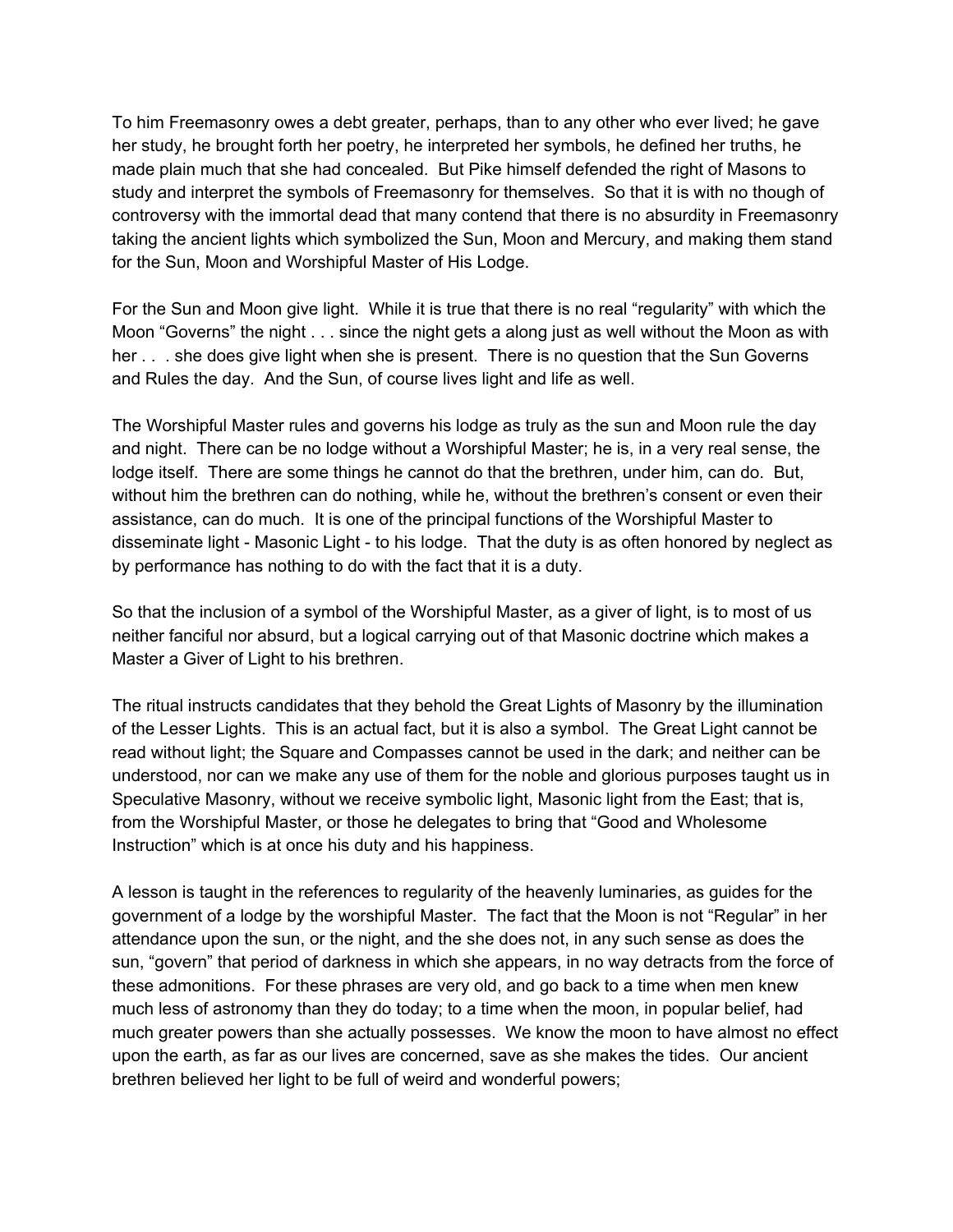To him Freemasonry owes a debt greater, perhaps, than to any other who ever lived; he gave her study, he brought forth her poetry, he interpreted her symbols, he defined her truths, he made plain much that she had concealed.  But Pike himself defended the right of Masons to study and interpret the symbols of Freemasonry for themselves.  So that it is with no though of controversy with the immortal dead that many contend that there is no absurdity in Freemasonry taking the ancient lights which symbolized the Sun, Moon and Mercury, and making them stand for the Sun, Moon and Worshipful Master of His Lodge.

For the Sun and Moon give light.  While it is true that there is no real “regularity” with which the Moon “Governs” the night . . . since the night gets a along just as well without the Moon as with her . .  . she does give light when she is present.  There is no question that the Sun Governs and Rules the day.  And the Sun, of course lives light and life as well.

The Worshipful Master rules and governs his lodge as truly as the sun and Moon rule the day and night.  There can be no lodge without a Worshipful Master; he is, in a very real sense, the lodge itself.  There are some things he cannot do that the brethren, under him, can do.  But, without him the brethren can do nothing, while he, without the brethren’s consent or even their assistance, can do much.  It is one of the principal functions of the Worshipful Master to disseminate light - Masonic Light - to his lodge.  That the duty is as often honored by neglect as by performance has nothing to do with the fact that it is a duty.

So that the inclusion of a symbol of the Worshipful Master, as a giver of light, is to most of us neither fanciful nor absurd, but a logical carrying out of that Masonic doctrine which makes a Master a Giver of Light to his brethren.

The ritual instructs candidates that they behold the Great Lights of Masonry by the illumination of the Lesser Lights.  This is an actual fact, but it is also a symbol.  The Great Light cannot be read without light; the Square and Compasses cannot be used in the dark; and neither can be understood, nor can we make any use of them for the noble and glorious purposes taught us in Speculative Masonry, without we receive symbolic light, Masonic light from the East; that is, from the Worshipful Master, or those he delegates to bring that “Good and Wholesome Instruction” which is at once his duty and his happiness.

A lesson is taught in the references to regularity of the heavenly luminaries, as guides for the government of a lodge by the worshipful Master.  The fact that the Moon is not “Regular” in her attendance upon the sun, or the night, and the she does not, in any such sense as does the sun, “govern” that period of darkness in which she appears, in no way detracts from the force of these admonitions.  For these phrases are very old, and go back to a time when men knew much less of astronomy than they do today; to a time when the moon, in popular belief, had much greater powers than she actually possesses.  We know the moon to have almost no effect upon the earth, as far as our lives are concerned, save as she makes the tides.  Our ancient brethren believed her light to be full of weird and wonderful powers;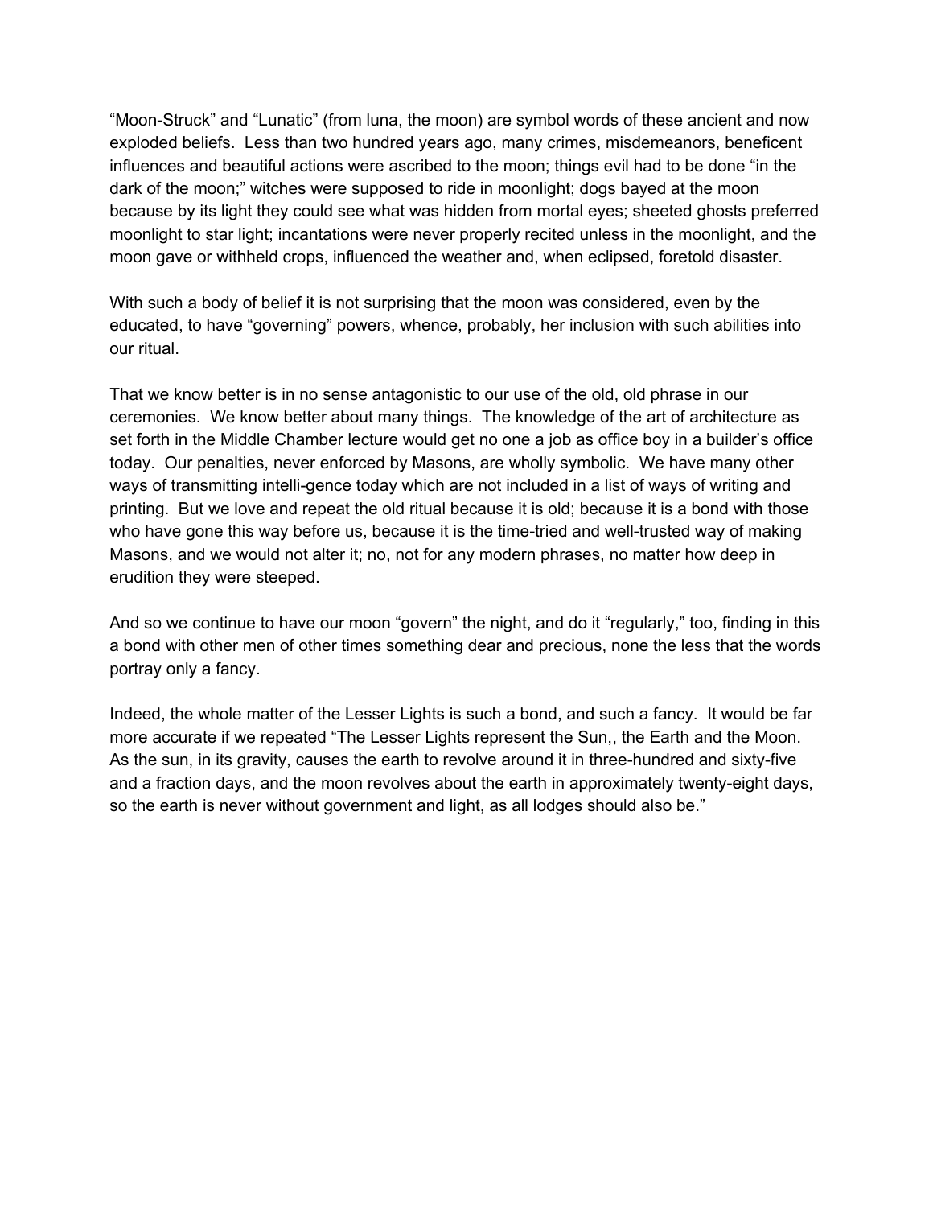"Moon-Struck" and "Lunatic" (from luna, the moon) are symbol words of these ancient and now exploded beliefs. Less than two hundred years ago, many crimes, misdemeanors, beneficent influences and beautiful actions were ascribed to the moon; things evil had to be done "in the dark of the moon;" witches were supposed to ride in moonlight; dogs bayed at the moon because by its light they could see what was hidden from mortal eyes; sheeted ghosts preferred moonlight to star light; incantations were never properly recited unless in the moonlight, and the moon gave or withheld crops, influenced the weather and, when eclipsed, foretold disaster.

With such a body of belief it is not surprising that the moon was considered, even by the educated, to have "governing" powers, whence, probably, her inclusion with such abilities into our ritual.

That we know better is in no sense antagonistic to our use of the old, old phrase in our ceremonies. We know better about many things. The knowledge of the art of architecture as set forth in the Middle Chamber lecture would get no one a job as office boy in a builder's office today. Our penalties, never enforced by Masons, are wholly symbolic. We have many other ways of transmitting intelli-gence today which are not included in a list of ways of writing and printing. But we love and repeat the old ritual because it is old; because it is a bond with those who have gone this way before us, because it is the time-tried and well-trusted way of making Masons, and we would not alter it; no, not for any modern phrases, no matter how deep in erudition they were steeped.

And so we continue to have our moon "govern" the night, and do it "regularly," too, finding in this a bond with other men of other times something dear and precious, none the less that the words portray only a fancy.

Indeed, the whole matter of the Lesser Lights is such a bond, and such a fancy. It would be far more accurate if we repeated "The Lesser Lights represent the Sun,, the Earth and the Moon. As the sun, in its gravity, causes the earth to revolve around it in three-hundred and sixty-five and a fraction days, and the moon revolves about the earth in approximately twenty-eight days, so the earth is never without government and light, as all lodges should also be."